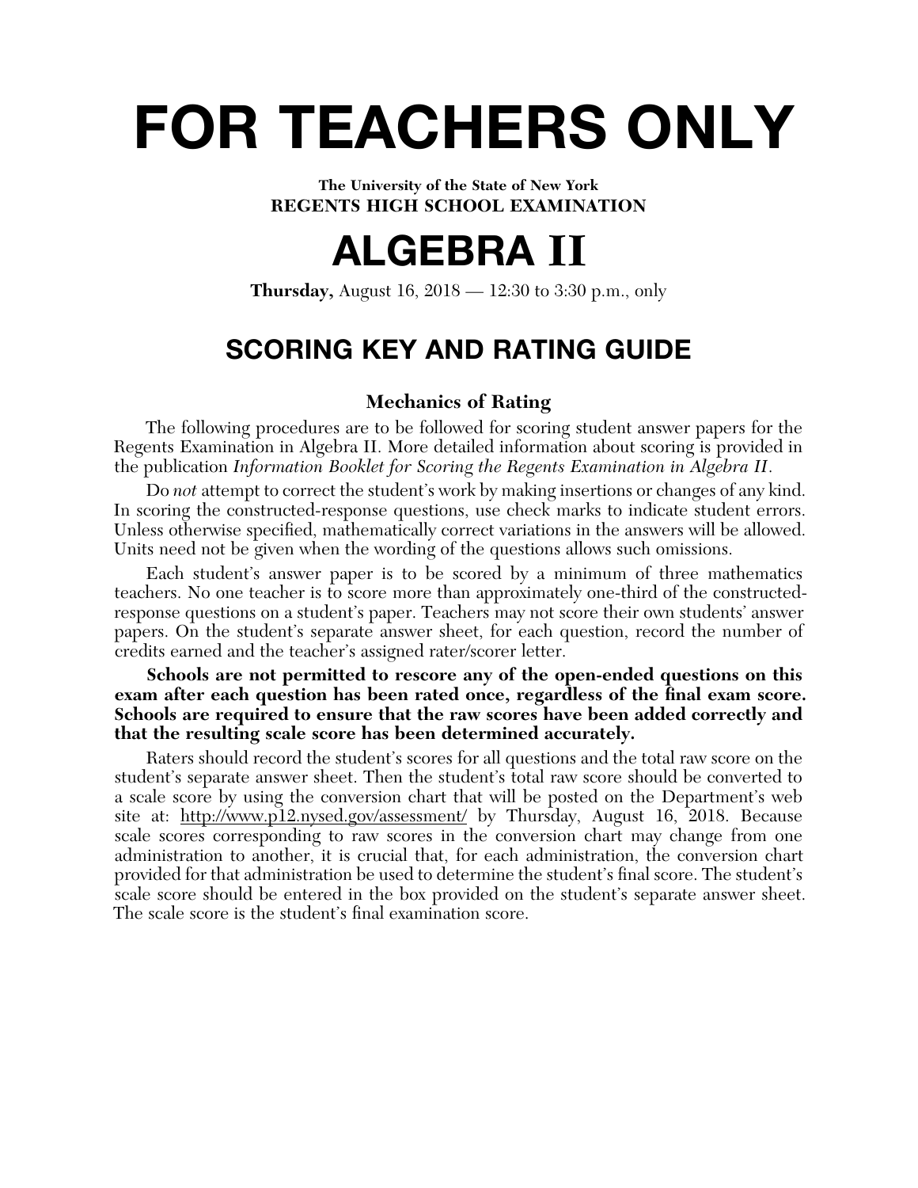# FOR TEACHERS ONLY

**The University of the State of New York**
**REGENTS HIGH SCHOOL EXAMINATION**

# ALGEBRA II

**Thursday,** August 16, 2018 — 12:30 to 3:30 p.m., only

## SCORING KEY AND RATING GUIDE

### Mechanics of Rating

The following procedures are to be followed for scoring student answer papers for the Regents Examination in Algebra II. More detailed information about scoring is provided in the publication *Information Booklet for Scoring the Regents Examination in Algebra II*.

Do *not* attempt to correct the student's work by making insertions or changes of any kind. In scoring the constructed-response questions, use check marks to indicate student errors. Unless otherwise specified, mathematically correct variations in the answers will be allowed. Units need not be given when the wording of the questions allows such omissions.

Each student's answer paper is to be scored by a minimum of three mathematics teachers. No one teacher is to score more than approximately one-third of the constructed-response questions on a student's paper. Teachers may not score their own students' answer papers. On the student's separate answer sheet, for each question, record the number of credits earned and the teacher's assigned rater/scorer letter.

**Schools are not permitted to rescore any of the open-ended questions on this exam after each question has been rated once, regardless of the final exam score. Schools are required to ensure that the raw scores have been added correctly and that the resulting scale score has been determined accurately.**

Raters should record the student's scores for all questions and the total raw score on the student's separate answer sheet. Then the student's total raw score should be converted to a scale score by using the conversion chart that will be posted on the Department's web site at: http://www.p12.nysed.gov/assessment/ by Thursday, August 16, 2018. Because scale scores corresponding to raw scores in the conversion chart may change from one administration to another, it is crucial that, for each administration, the conversion chart provided for that administration be used to determine the student's final score. The student's scale score should be entered in the box provided on the student's separate answer sheet. The scale score is the student's final examination score.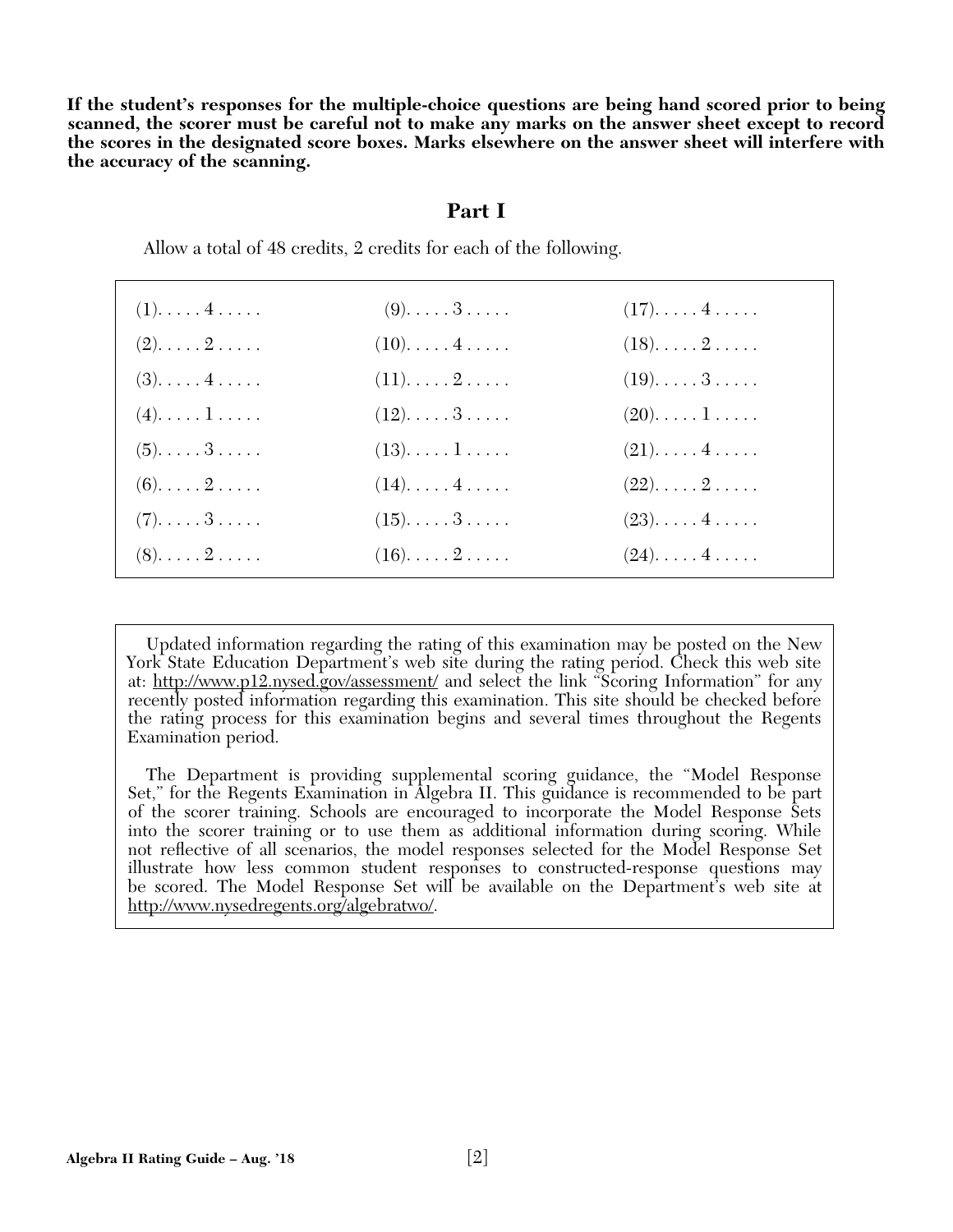**If the student's responses for the multiple-choice questions are being hand scored prior to being scanned, the scorer must be careful not to make any marks on the answer sheet except to record the scores in the designated score boxes. Marks elsewhere on the answer sheet will interfere with the accuracy of the scanning.**

## Part I

Allow a total of 48 credits, 2 credits for each of the following.

| | | |
|---|---|---|
| (1). . . . . 4 . . . . . | (9). . . . . 3 . . . . . | (17). . . . . 4 . . . . . |
| (2). . . . . 2 . . . . . | (10). . . . . 4 . . . . . | (18). . . . . 2 . . . . . |
| (3). . . . . 4 . . . . . | (11). . . . . 2 . . . . . | (19). . . . . 3 . . . . . |
| (4). . . . . 1 . . . . . | (12). . . . . 3 . . . . . | (20). . . . . 1 . . . . . |
| (5). . . . . 3 . . . . . | (13). . . . . 1 . . . . . | (21). . . . . 4 . . . . . |
| (6). . . . . 2 . . . . . | (14). . . . . 4 . . . . . | (22). . . . . 2 . . . . . |
| (7). . . . . 3 . . . . . | (15). . . . . 3 . . . . . | (23). . . . . 4 . . . . . |
| (8). . . . . 2 . . . . . | (16). . . . . 2 . . . . . | (24). . . . . 4 . . . . . |

Updated information regarding the rating of this examination may be posted on the New York State Education Department's web site during the rating period. Check this web site at: http://www.p12.nysed.gov/assessment/ and select the link "Scoring Information" for any recently posted information regarding this examination. This site should be checked before the rating process for this examination begins and several times throughout the Regents Examination period.

The Department is providing supplemental scoring guidance, the "Model Response Set," for the Regents Examination in Algebra II. This guidance is recommended to be part of the scorer training. Schools are encouraged to incorporate the Model Response Sets into the scorer training or to use them as additional information during scoring. While not reflective of all scenarios, the model responses selected for the Model Response Set illustrate how less common student responses to constructed-response questions may be scored. The Model Response Set will be available on the Department's web site at http://www.nysedregents.org/algebratwo/.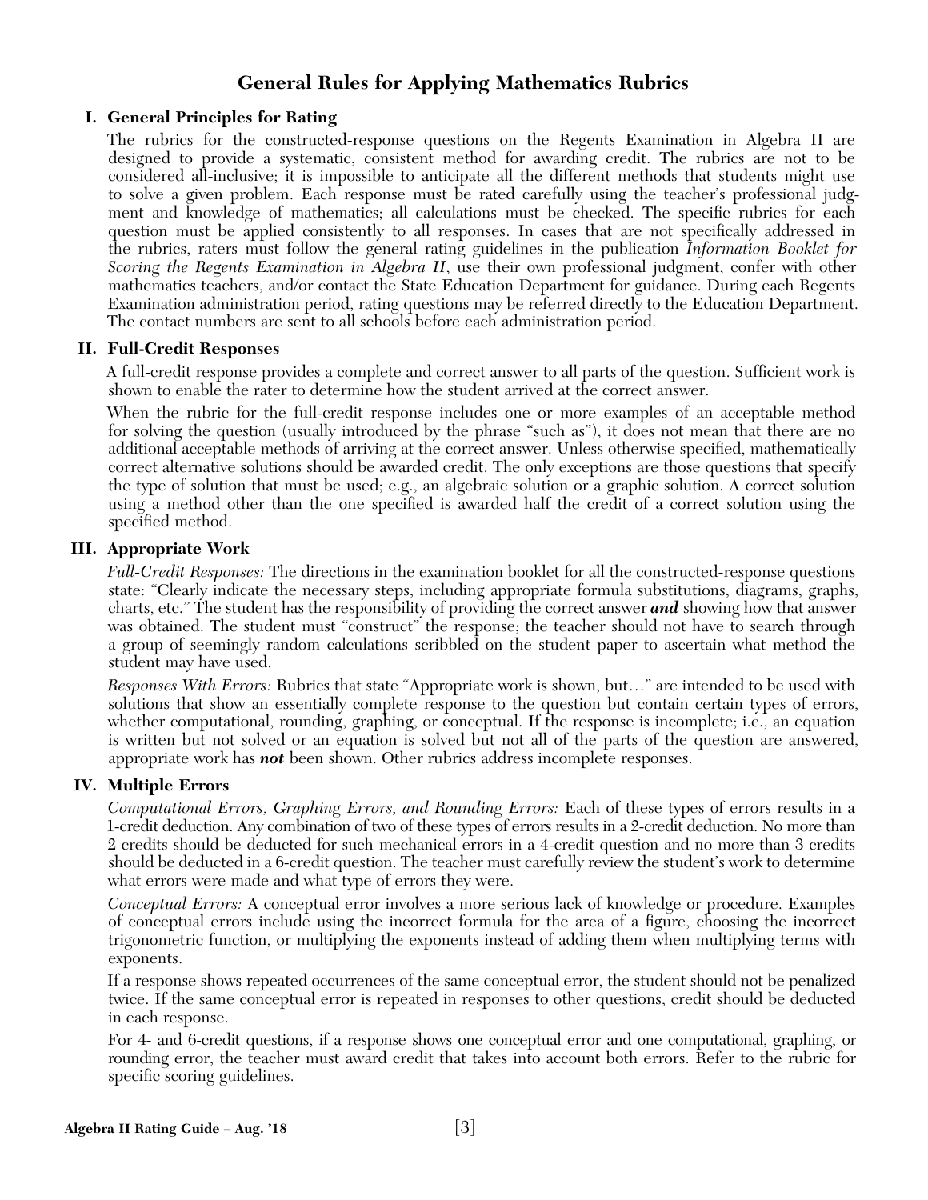# General Rules for Applying Mathematics Rubrics

## I. General Principles for Rating

The rubrics for the constructed-response questions on the Regents Examination in Algebra II are designed to provide a systematic, consistent method for awarding credit. The rubrics are not to be considered all-inclusive; it is impossible to anticipate all the different methods that students might use to solve a given problem. Each response must be rated carefully using the teacher's professional judgment and knowledge of mathematics; all calculations must be checked. The specific rubrics for each question must be applied consistently to all responses. In cases that are not specifically addressed in the rubrics, raters must follow the general rating guidelines in the publication *Information Booklet for Scoring the Regents Examination in Algebra II*, use their own professional judgment, confer with other mathematics teachers, and/or contact the State Education Department for guidance. During each Regents Examination administration period, rating questions may be referred directly to the Education Department. The contact numbers are sent to all schools before each administration period.

## II. Full-Credit Responses

A full-credit response provides a complete and correct answer to all parts of the question. Sufficient work is shown to enable the rater to determine how the student arrived at the correct answer.

When the rubric for the full-credit response includes one or more examples of an acceptable method for solving the question (usually introduced by the phrase "such as"), it does not mean that there are no additional acceptable methods of arriving at the correct answer. Unless otherwise specified, mathematically correct alternative solutions should be awarded credit. The only exceptions are those questions that specify the type of solution that must be used; e.g., an algebraic solution or a graphic solution. A correct solution using a method other than the one specified is awarded half the credit of a correct solution using the specified method.

## III. Appropriate Work

*Full-Credit Responses:* The directions in the examination booklet for all the constructed-response questions state: "Clearly indicate the necessary steps, including appropriate formula substitutions, diagrams, graphs, charts, etc." The student has the responsibility of providing the correct answer ***and*** showing how that answer was obtained. The student must "construct" the response; the teacher should not have to search through a group of seemingly random calculations scribbled on the student paper to ascertain what method the student may have used.

*Responses With Errors:* Rubrics that state "Appropriate work is shown, but…" are intended to be used with solutions that show an essentially complete response to the question but contain certain types of errors, whether computational, rounding, graphing, or conceptual. If the response is incomplete; i.e., an equation is written but not solved or an equation is solved but not all of the parts of the question are answered, appropriate work has ***not*** been shown. Other rubrics address incomplete responses.

## IV. Multiple Errors

*Computational Errors, Graphing Errors, and Rounding Errors:* Each of these types of errors results in a 1-credit deduction. Any combination of two of these types of errors results in a 2-credit deduction. No more than 2 credits should be deducted for such mechanical errors in a 4-credit question and no more than 3 credits should be deducted in a 6-credit question. The teacher must carefully review the student's work to determine what errors were made and what type of errors they were.

*Conceptual Errors:* A conceptual error involves a more serious lack of knowledge or procedure. Examples of conceptual errors include using the incorrect formula for the area of a figure, choosing the incorrect trigonometric function, or multiplying the exponents instead of adding them when multiplying terms with exponents.

If a response shows repeated occurrences of the same conceptual error, the student should not be penalized twice. If the same conceptual error is repeated in responses to other questions, credit should be deducted in each response.

For 4- and 6-credit questions, if a response shows one conceptual error and one computational, graphing, or rounding error, the teacher must award credit that takes into account both errors. Refer to the rubric for specific scoring guidelines.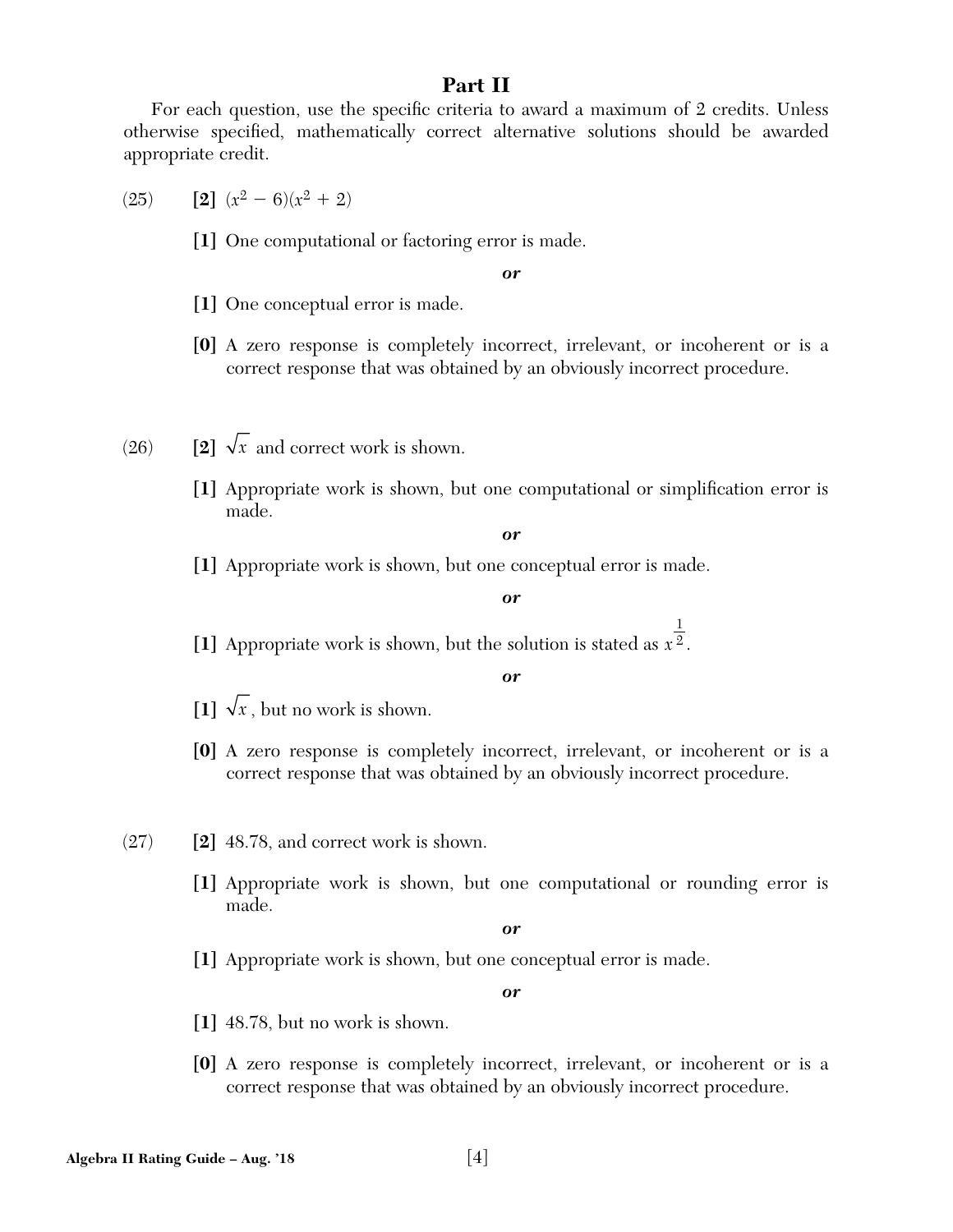## Part II

For each question, use the specific criteria to award a maximum of 2 credits. Unless otherwise specified, mathematically correct alternative solutions should be awarded appropriate credit.

(25) **[2]** $(x^2 - 6)(x^2 + 2)$

**[1]** One computational or factoring error is made.

***or***

**[1]** One conceptual error is made.

**[0]** A zero response is completely incorrect, irrelevant, or incoherent or is a correct response that was obtained by an obviously incorrect procedure.

(26) **[2]** $\sqrt{x}$ and correct work is shown.

**[1]** Appropriate work is shown, but one computational or simplification error is made.

***or***

**[1]** Appropriate work is shown, but one conceptual error is made.

***or***

**[1]** Appropriate work is shown, but the solution is stated as $x^{\frac{1}{2}}$.

***or***

**[1]** $\sqrt{x}$, but no work is shown.

**[0]** A zero response is completely incorrect, irrelevant, or incoherent or is a correct response that was obtained by an obviously incorrect procedure.

(27) **[2]** 48.78, and correct work is shown.

**[1]** Appropriate work is shown, but one computational or rounding error is made.

***or***

**[1]** Appropriate work is shown, but one conceptual error is made.

***or***

**[1]** 48.78, but no work is shown.

**[0]** A zero response is completely incorrect, irrelevant, or incoherent or is a correct response that was obtained by an obviously incorrect procedure.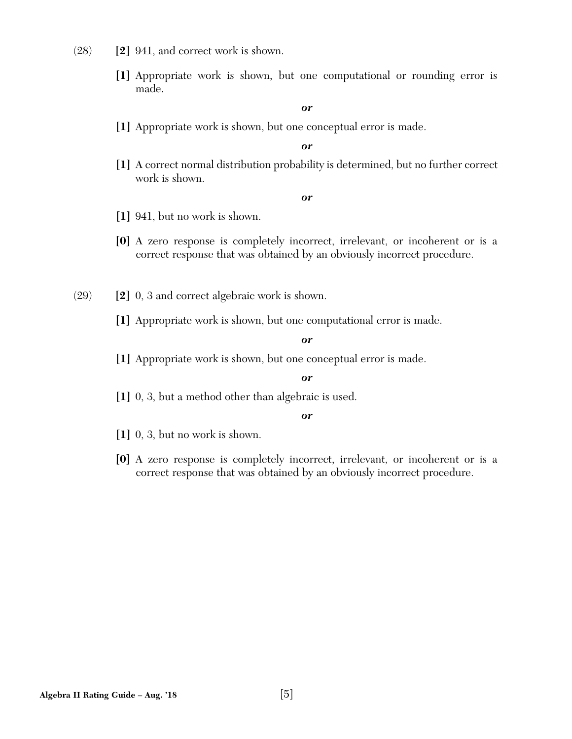(28) **[2]** 941, and correct work is shown.

**[1]** Appropriate work is shown, but one computational or rounding error is made.

***or***

**[1]** Appropriate work is shown, but one conceptual error is made.

***or***

**[1]** A correct normal distribution probability is determined, but no further correct work is shown.

***or***

**[1]** 941, but no work is shown.

**[0]** A zero response is completely incorrect, irrelevant, or incoherent or is a correct response that was obtained by an obviously incorrect procedure.

(29) **[2]** 0, 3 and correct algebraic work is shown.

**[1]** Appropriate work is shown, but one computational error is made.

***or***

**[1]** Appropriate work is shown, but one conceptual error is made.

***or***

**[1]** 0, 3, but a method other than algebraic is used.

***or***

**[1]** 0, 3, but no work is shown.

**[0]** A zero response is completely incorrect, irrelevant, or incoherent or is a correct response that was obtained by an obviously incorrect procedure.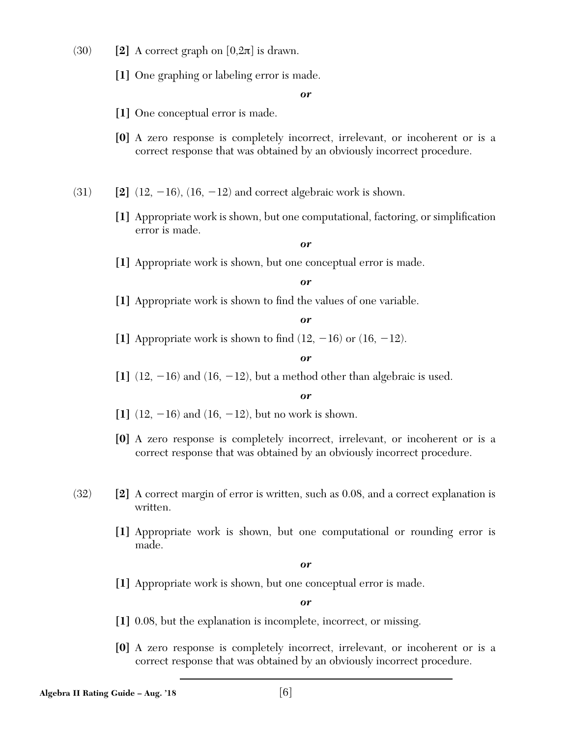(30) **[2]** A correct graph on $[0,2\pi]$ is drawn.

**[1]** One graphing or labeling error is made.

***or***

**[1]** One conceptual error is made.

**[0]** A zero response is completely incorrect, irrelevant, or incoherent or is a correct response that was obtained by an obviously incorrect procedure.

(31) **[2]** $(12, -16)$, $(16, -12)$ and correct algebraic work is shown.

**[1]** Appropriate work is shown, but one computational, factoring, or simplification error is made.

***or***

**[1]** Appropriate work is shown, but one conceptual error is made.

***or***

**[1]** Appropriate work is shown to find the values of one variable.

***or***

**[1]** Appropriate work is shown to find $(12, -16)$ or $(16, -12)$.

***or***

**[1]** $(12, -16)$ and $(16, -12)$, but a method other than algebraic is used.

***or***

**[1]** $(12, -16)$ and $(16, -12)$, but no work is shown.

**[0]** A zero response is completely incorrect, irrelevant, or incoherent or is a correct response that was obtained by an obviously incorrect procedure.

(32) **[2]** A correct margin of error is written, such as 0.08, and a correct explanation is written.

**[1]** Appropriate work is shown, but one computational or rounding error is made.

***or***

**[1]** Appropriate work is shown, but one conceptual error is made.

***or***

**[1]** 0.08, but the explanation is incomplete, incorrect, or missing.

**[0]** A zero response is completely incorrect, irrelevant, or incoherent or is a correct response that was obtained by an obviously incorrect procedure.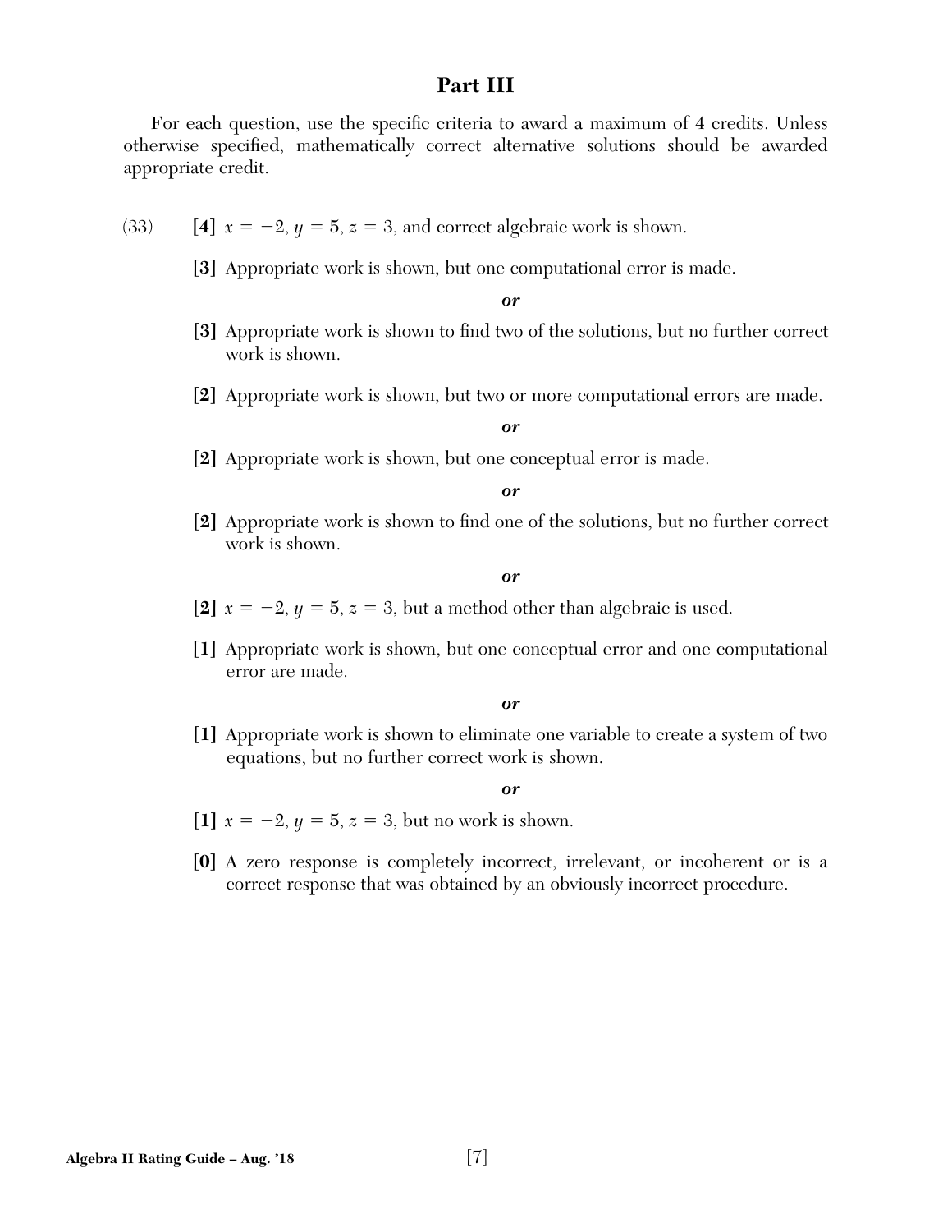## Part III

For each question, use the specific criteria to award a maximum of 4 credits. Unless otherwise specified, mathematically correct alternative solutions should be awarded appropriate credit.

(33) **[4]** $x = -2$, $y = 5$, $z = 3$, and correct algebraic work is shown.

**[3]** Appropriate work is shown, but one computational error is made.

***or***

**[3]** Appropriate work is shown to find two of the solutions, but no further correct work is shown.

**[2]** Appropriate work is shown, but two or more computational errors are made.

***or***

**[2]** Appropriate work is shown, but one conceptual error is made.

***or***

**[2]** Appropriate work is shown to find one of the solutions, but no further correct work is shown.

***or***

**[2]** $x = -2$, $y = 5$, $z = 3$, but a method other than algebraic is used.

**[1]** Appropriate work is shown, but one conceptual error and one computational error are made.

***or***

**[1]** Appropriate work is shown to eliminate one variable to create a system of two equations, but no further correct work is shown.

***or***

**[1]** $x = -2$, $y = 5$, $z = 3$, but no work is shown.

**[0]** A zero response is completely incorrect, irrelevant, or incoherent or is a correct response that was obtained by an obviously incorrect procedure.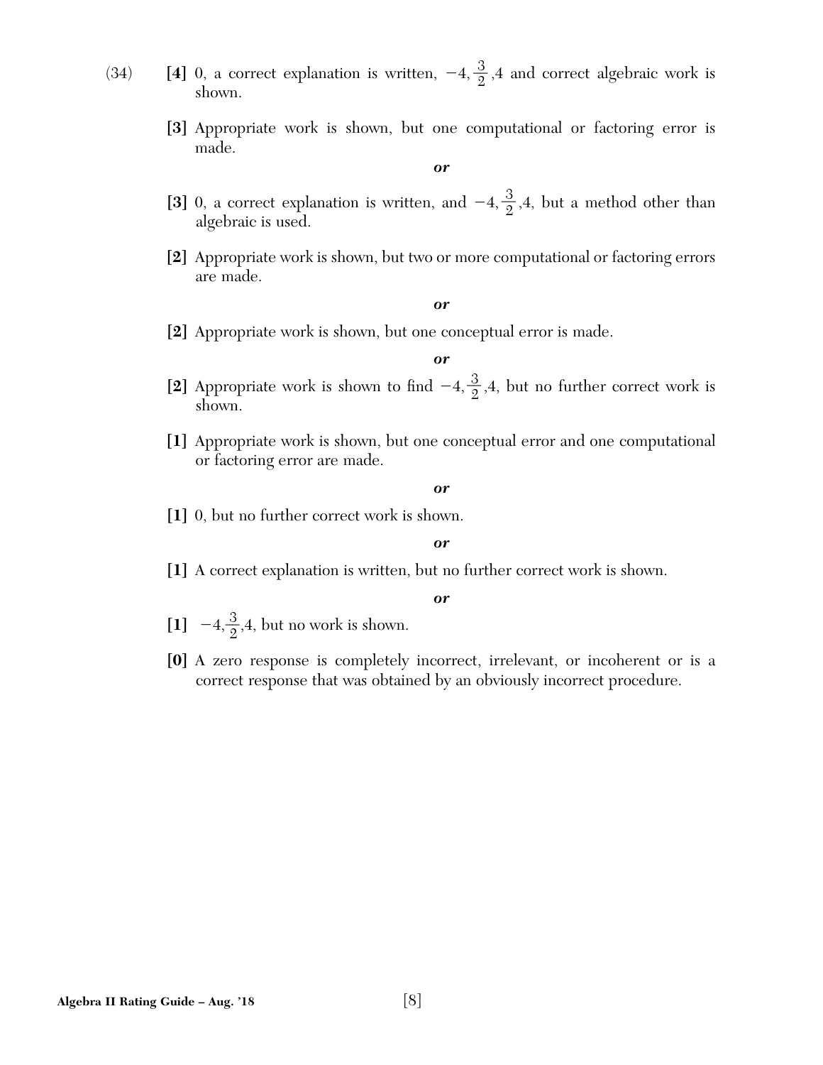(34) **[4]** 0, a correct explanation is written, $-4, \frac{3}{2}, 4$ and correct algebraic work is shown.

**[3]** Appropriate work is shown, but one computational or factoring error is made.

***or***

**[3]** 0, a correct explanation is written, and $-4, \frac{3}{2}, 4$, but a method other than algebraic is used.

**[2]** Appropriate work is shown, but two or more computational or factoring errors are made.

***or***

**[2]** Appropriate work is shown, but one conceptual error is made.

***or***

**[2]** Appropriate work is shown to find $-4, \frac{3}{2}, 4$, but no further correct work is shown.

**[1]** Appropriate work is shown, but one conceptual error and one computational or factoring error are made.

***or***

**[1]** 0, but no further correct work is shown.

***or***

**[1]** A correct explanation is written, but no further correct work is shown.

***or***

**[1]** $-4, \frac{3}{2}, 4$, but no work is shown.

**[0]** A zero response is completely incorrect, irrelevant, or incoherent or is a correct response that was obtained by an obviously incorrect procedure.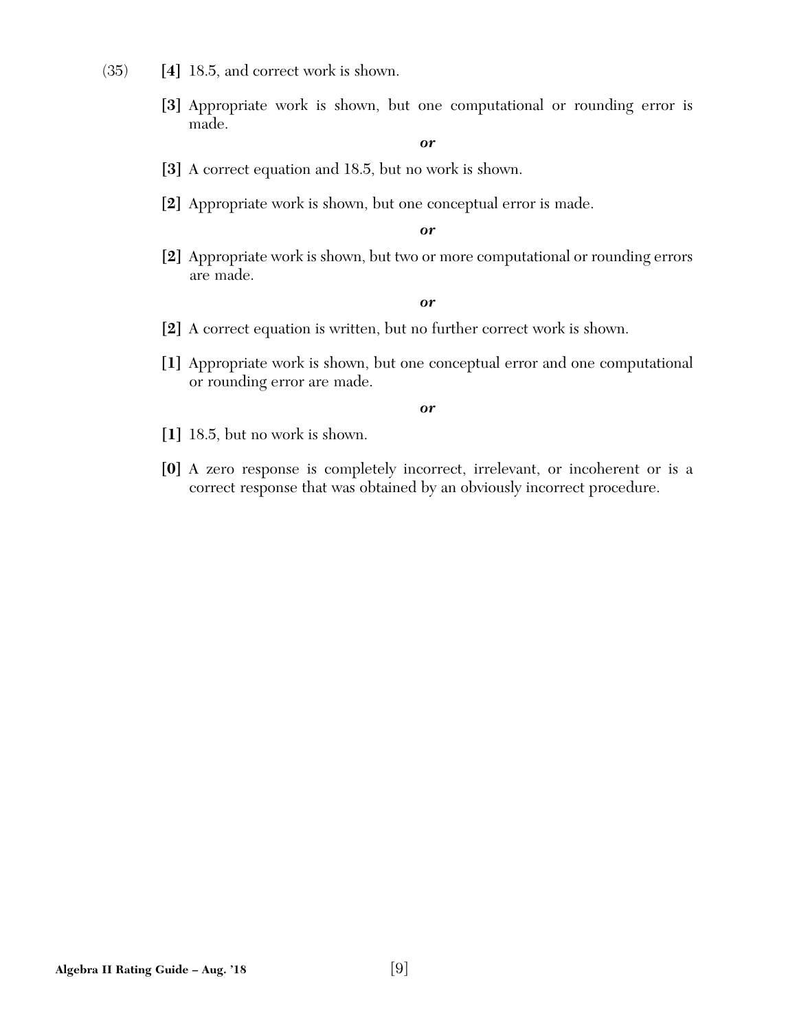(35) **[4]** 18.5, and correct work is shown.

**[3]** Appropriate work is shown, but one computational or rounding error is made.

***or***

**[3]** A correct equation and 18.5, but no work is shown.

**[2]** Appropriate work is shown, but one conceptual error is made.

***or***

**[2]** Appropriate work is shown, but two or more computational or rounding errors are made.

***or***

**[2]** A correct equation is written, but no further correct work is shown.

**[1]** Appropriate work is shown, but one conceptual error and one computational or rounding error are made.

***or***

**[1]** 18.5, but no work is shown.

**[0]** A zero response is completely incorrect, irrelevant, or incoherent or is a correct response that was obtained by an obviously incorrect procedure.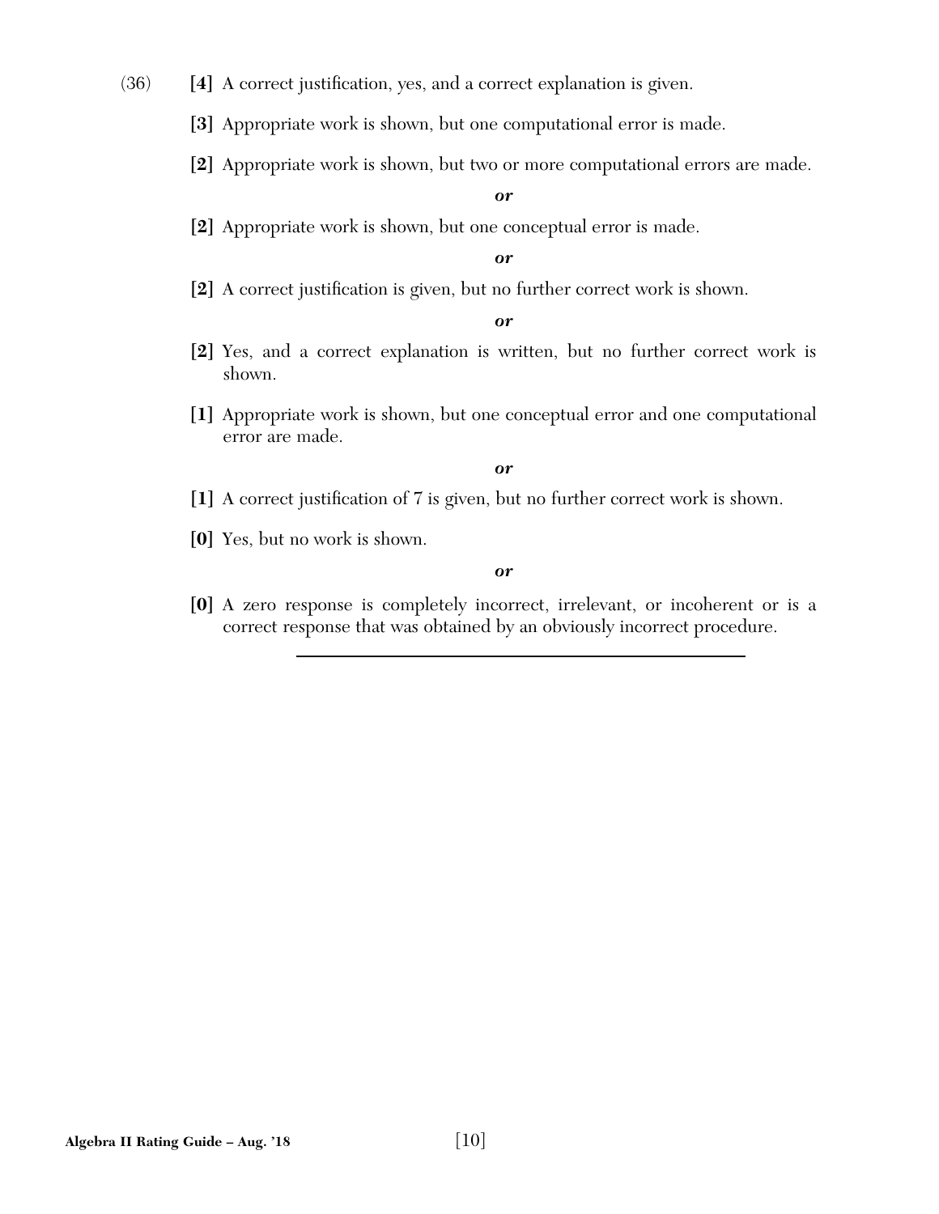(36) **[4]** A correct justification, yes, and a correct explanation is given.

**[3]** Appropriate work is shown, but one computational error is made.

**[2]** Appropriate work is shown, but two or more computational errors are made.

***or***

**[2]** Appropriate work is shown, but one conceptual error is made.

***or***

**[2]** A correct justification is given, but no further correct work is shown.

***or***

**[2]** Yes, and a correct explanation is written, but no further correct work is shown.

**[1]** Appropriate work is shown, but one conceptual error and one computational error are made.

***or***

**[1]** A correct justification of 7 is given, but no further correct work is shown.

**[0]** Yes, but no work is shown.

***or***

**[0]** A zero response is completely incorrect, irrelevant, or incoherent or is a correct response that was obtained by an obviously incorrect procedure.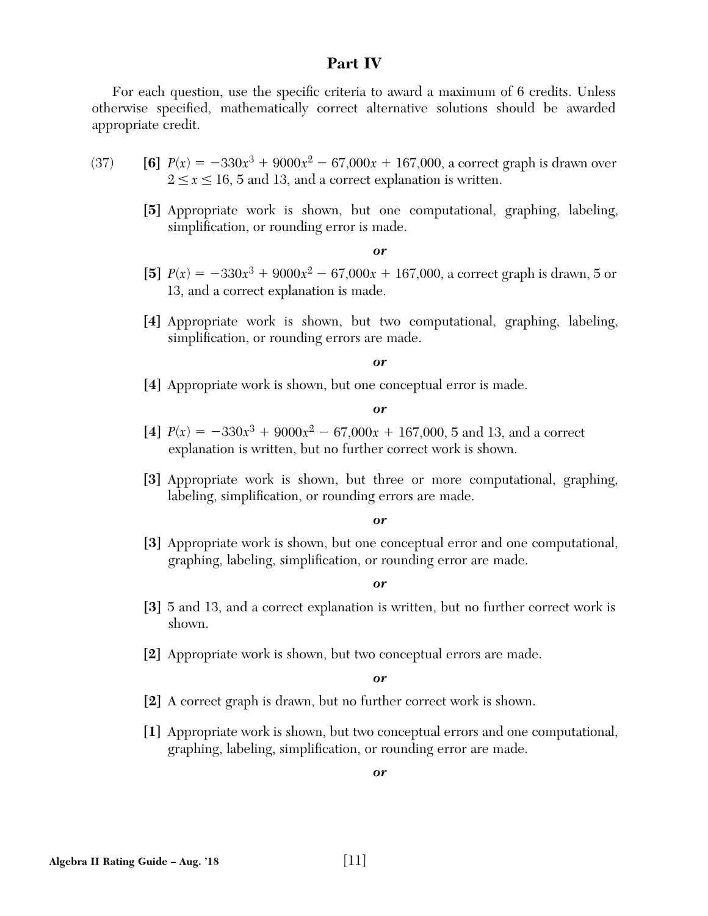## Part IV

For each question, use the specific criteria to award a maximum of 6 credits. Unless otherwise specified, mathematically correct alternative solutions should be awarded appropriate credit.

(37) **[6]** $P(x) = -330x^3 + 9000x^2 - 67{,}000x + 167{,}000$, a correct graph is drawn over $2 \le x \le 16$, 5 and 13, and a correct explanation is written.

**[5]** Appropriate work is shown, but one computational, graphing, labeling, simplification, or rounding error is made.

*or*

**[5]** $P(x) = -330x^3 + 9000x^2 - 67{,}000x + 167{,}000$, a correct graph is drawn, 5 or 13, and a correct explanation is made.

**[4]** Appropriate work is shown, but two computational, graphing, labeling, simplification, or rounding errors are made.

*or*

**[4]** Appropriate work is shown, but one conceptual error is made.

*or*

**[4]** $P(x) = -330x^3 + 9000x^2 - 67{,}000x + 167{,}000$, 5 and 13, and a correct explanation is written, but no further correct work is shown.

**[3]** Appropriate work is shown, but three or more computational, graphing, labeling, simplification, or rounding errors are made.

*or*

**[3]** Appropriate work is shown, but one conceptual error and one computational, graphing, labeling, simplification, or rounding error are made.

*or*

**[3]** 5 and 13, and a correct explanation is written, but no further correct work is shown.

**[2]** Appropriate work is shown, but two conceptual errors are made.

*or*

**[2]** A correct graph is drawn, but no further correct work is shown.

**[1]** Appropriate work is shown, but two conceptual errors and one computational, graphing, labeling, simplification, or rounding error are made.

*or*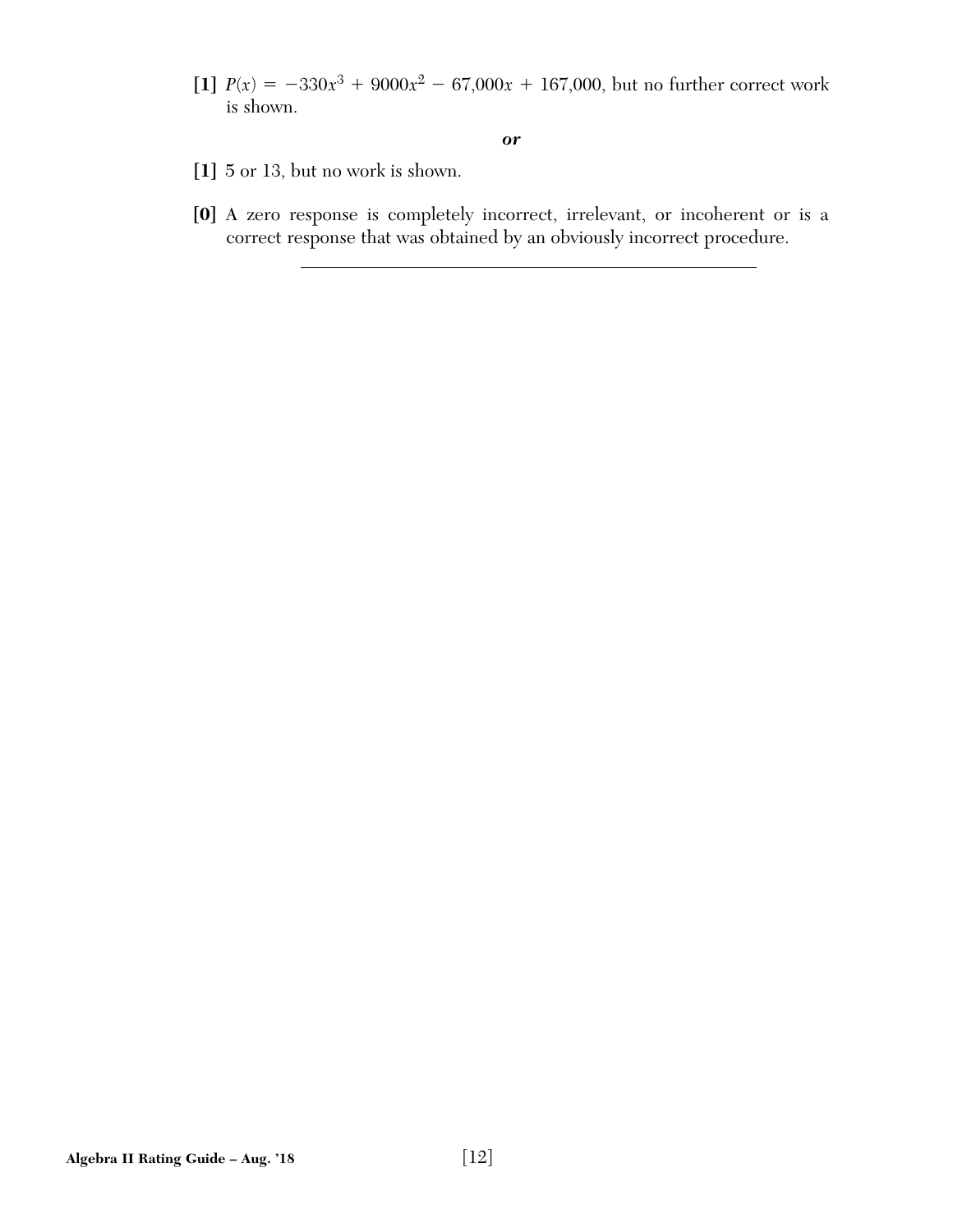**[1]** $P(x) = -330x^3 + 9000x^2 - 67{,}000x + 167{,}000$, but no further correct work is shown.

***or***

**[1]** 5 or 13, but no work is shown.

**[0]** A zero response is completely incorrect, irrelevant, or incoherent or is a correct response that was obtained by an obviously incorrect procedure.

---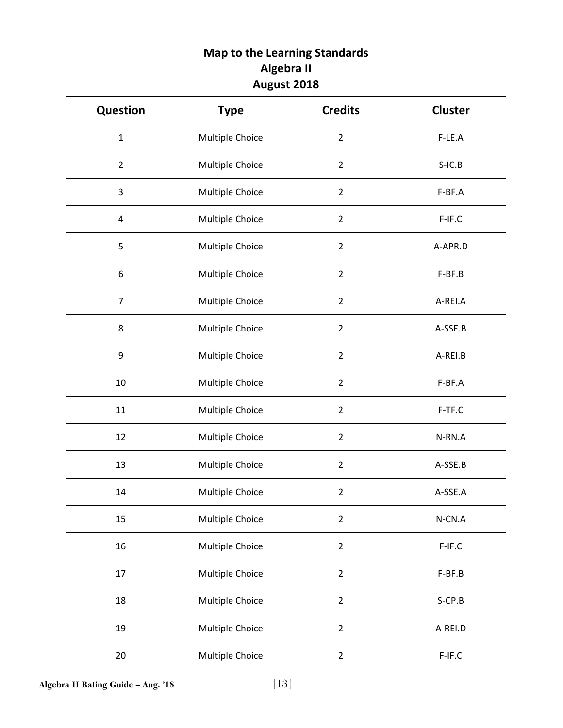# Map to the Learning Standards
## Algebra II
## August 2018

| Question | Type | Credits | Cluster |
|---|---|---|---|
| 1 | Multiple Choice | 2 | F-LE.A |
| 2 | Multiple Choice | 2 | S-IC.B |
| 3 | Multiple Choice | 2 | F-BF.A |
| 4 | Multiple Choice | 2 | F-IF.C |
| 5 | Multiple Choice | 2 | A-APR.D |
| 6 | Multiple Choice | 2 | F-BF.B |
| 7 | Multiple Choice | 2 | A-REI.A |
| 8 | Multiple Choice | 2 | A-SSE.B |
| 9 | Multiple Choice | 2 | A-REI.B |
| 10 | Multiple Choice | 2 | F-BF.A |
| 11 | Multiple Choice | 2 | F-TF.C |
| 12 | Multiple Choice | 2 | N-RN.A |
| 13 | Multiple Choice | 2 | A-SSE.B |
| 14 | Multiple Choice | 2 | A-SSE.A |
| 15 | Multiple Choice | 2 | N-CN.A |
| 16 | Multiple Choice | 2 | F-IF.C |
| 17 | Multiple Choice | 2 | F-BF.B |
| 18 | Multiple Choice | 2 | S-CP.B |
| 19 | Multiple Choice | 2 | A-REI.D |
| 20 | Multiple Choice | 2 | F-IF.C |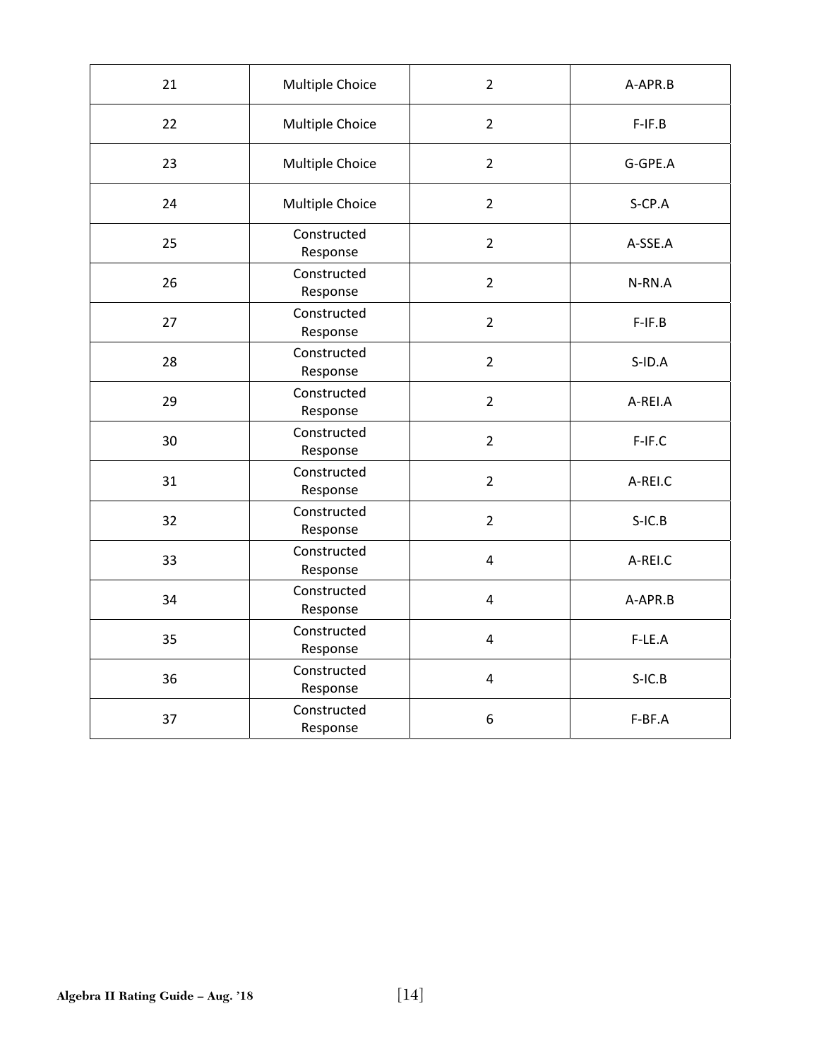| 21 | Multiple Choice | 2 | A-APR.B |
|---|---|---|---|
| 22 | Multiple Choice | 2 | F-IF.B |
| 23 | Multiple Choice | 2 | G-GPE.A |
| 24 | Multiple Choice | 2 | S-CP.A |
| 25 | Constructed Response | 2 | A-SSE.A |
| 26 | Constructed Response | 2 | N-RN.A |
| 27 | Constructed Response | 2 | F-IF.B |
| 28 | Constructed Response | 2 | S-ID.A |
| 29 | Constructed Response | 2 | A-REI.A |
| 30 | Constructed Response | 2 | F-IF.C |
| 31 | Constructed Response | 2 | A-REI.C |
| 32 | Constructed Response | 2 | S-IC.B |
| 33 | Constructed Response | 4 | A-REI.C |
| 34 | Constructed Response | 4 | A-APR.B |
| 35 | Constructed Response | 4 | F-LE.A |
| 36 | Constructed Response | 4 | S-IC.B |
| 37 | Constructed Response | 6 | F-BF.A |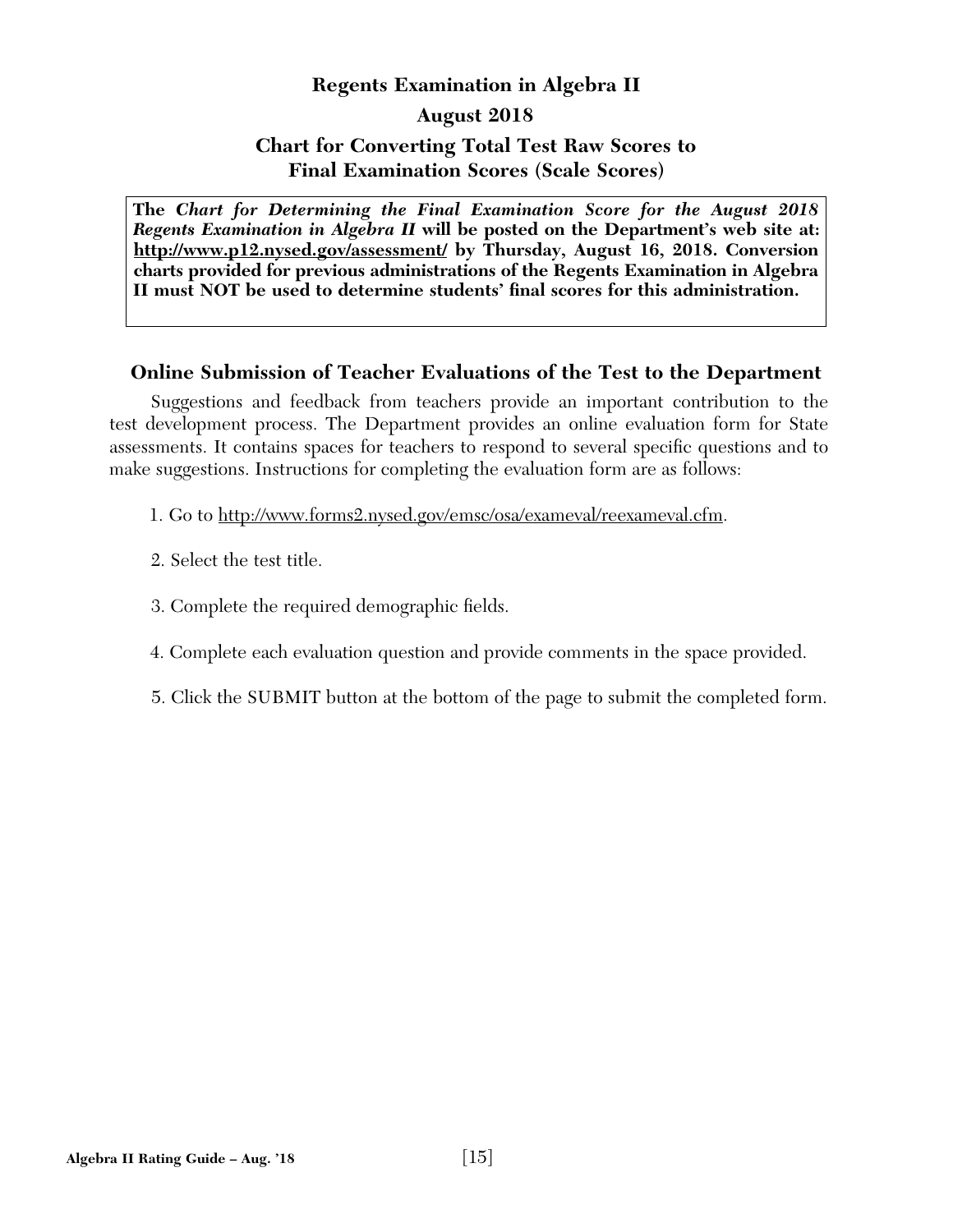# Regents Examination in Algebra II

## August 2018

## Chart for Converting Total Test Raw Scores to Final Examination Scores (Scale Scores)

**The *Chart for Determining the Final Examination Score for the August 2018 Regents Examination in Algebra II* will be posted on the Department's web site at: http://www.p12.nysed.gov/assessment/ by Thursday, August 16, 2018. Conversion charts provided for previous administrations of the Regents Examination in Algebra II must NOT be used to determine students' final scores for this administration.**

### Online Submission of Teacher Evaluations of the Test to the Department

Suggestions and feedback from teachers provide an important contribution to the test development process. The Department provides an online evaluation form for State assessments. It contains spaces for teachers to respond to several specific questions and to make suggestions. Instructions for completing the evaluation form are as follows:

1. Go to http://www.forms2.nysed.gov/emsc/osa/exameval/reexameval.cfm.

2. Select the test title.

3. Complete the required demographic fields.

4. Complete each evaluation question and provide comments in the space provided.

5. Click the SUBMIT button at the bottom of the page to submit the completed form.